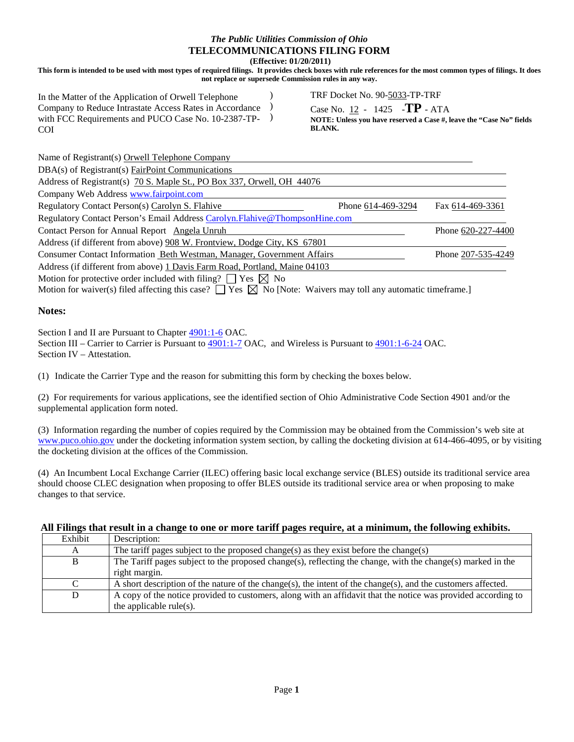*The Public Utilities Commission of Ohio*

**TELECOMMUNICATIONS FILING FORM**

**(Effective: 01/20/2011)**

**This form is intended to be used with most types of required filings. It provides check boxes with rule references for the most common types of filings. It does not replace or supersede Commission rules in any way.**

In the Matter of the Application of Orwell Telephone Company to Reduce Intrastate Access Rates in Accordance with FCC Requirements and PUCO Case No. 10-2387-TP-COI )

TRF Docket No. 90-5033-TP-TRF

Case No. 12 - 1425 -**TP** - ATA

**NOTE: Unless you have reserved a Case #, leave the "Case No" fields BLANK.**

Name of Registrant(s) Orwell Telephone Company

DBA(s) of Registrant(s) FairPoint Communications

Address of Registrant(s) 70 S. Maple St., PO Box 337, Orwell, OH 44076

Company Web Address www.fairpoint.com

Regulatory Contact Person(s) Carolyn S. Flahive Phone 614-469-3294 Fax 614-469-3361

Regulatory Contact Person's Email Address Carolyn.Flahive@ThompsonHine.com

Contact Person for Annual Report Angela Unruh Phone 620-227-4400

Address (if different from above) 908 W. Frontview, Dodge City, KS 67801

Consumer Contact Information Beth Westman, Manager, Government Affairs Phone 207-535-4249

Address (if different from above) 1 Davis Farm Road, Portland, Maine 04103

Motion for protective order included with filing? ☐ Yes ☒ No

Motion for waiver(s) filed affecting this case? ☐ Yes ☒ No [Note: Waivers may toll any automatic timeframe.]

## Notes:

Section I and II are Pursuant to Chapter 4901:1-6 OAC.
Section III – Carrier to Carrier is Pursuant to 4901:1-7 OAC, and Wireless is Pursuant to 4901:1-6-24 OAC.
Section IV – Attestation.

(1) Indicate the Carrier Type and the reason for submitting this form by checking the boxes below.

(2) For requirements for various applications, see the identified section of Ohio Administrative Code Section 4901 and/or the supplemental application form noted.

(3) Information regarding the number of copies required by the Commission may be obtained from the Commission's web site at www.puco.ohio.gov under the docketing information system section, by calling the docketing division at 614-466-4095, or by visiting the docketing division at the offices of the Commission.

(4) An Incumbent Local Exchange Carrier (ILEC) offering basic local exchange service (BLES) outside its traditional service area should choose CLEC designation when proposing to offer BLES outside its traditional service area or when proposing to make changes to that service.

**All Filings that result in a change to one or more tariff pages require, at a minimum, the following exhibits.**

| Exhibit | Description: |
|---|---|
| A | The tariff pages subject to the proposed change(s) as they exist before the change(s) |
| B | The Tariff pages subject to the proposed change(s), reflecting the change, with the change(s) marked in the right margin. |
| C | A short description of the nature of the change(s), the intent of the change(s), and the customers affected. |
| D | A copy of the notice provided to customers, along with an affidavit that the notice was provided according to the applicable rule(s). |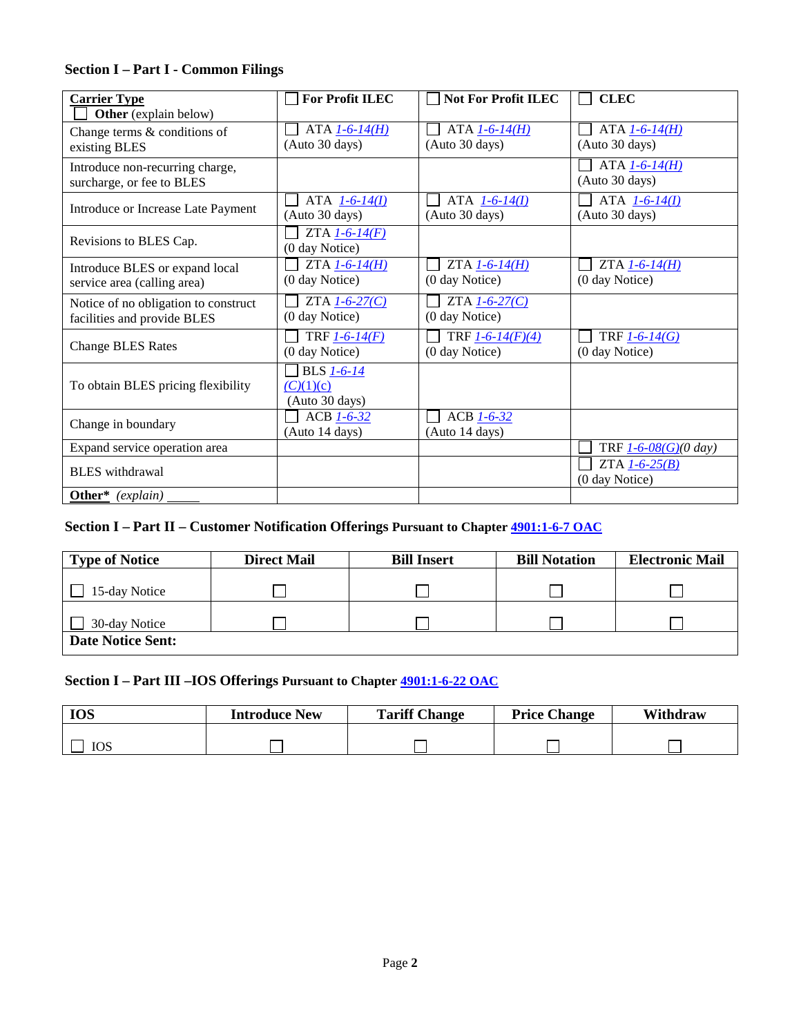### Section I – Part I - Common Filings

| **Carrier Type** ☐ **Other** (explain below) | ☐ **For Profit ILEC** | ☐ **Not For Profit ILEC** | ☐ **CLEC** |
|---|---|---|---|
| Change terms & conditions of existing BLES | ☐ ATA *1-6-14(H)* (Auto 30 days) | ☐ ATA *1-6-14(H)* (Auto 30 days) | ☐ ATA *1-6-14(H)* (Auto 30 days) |
| Introduce non-recurring charge, surcharge, or fee to BLES | | | ☐ ATA *1-6-14(H)* (Auto 30 days) |
| Introduce or Increase Late Payment | ☐ ATA *1-6-14(I)* (Auto 30 days) | ☐ ATA *1-6-14(I)* (Auto 30 days) | ☐ ATA *1-6-14(I)* (Auto 30 days) |
| Revisions to BLES Cap. | ☐ ZTA *1-6-14(F)* (0 day Notice) | | |
| Introduce BLES or expand local service area (calling area) | ☐ ZTA *1-6-14(H)* (0 day Notice) | ☐ ZTA *1-6-14(H)* (0 day Notice) | ☐ ZTA *1-6-14(H)* (0 day Notice) |
| Notice of no obligation to construct facilities and provide BLES | ☐ ZTA *1-6-27(C)* (0 day Notice) | ☐ ZTA *1-6-27(C)* (0 day Notice) | |
| Change BLES Rates | ☐ TRF *1-6-14(F)* (0 day Notice) | ☐ TRF *1-6-14(F)(4)* (0 day Notice) | ☐ TRF *1-6-14(G)* (0 day Notice) |
| To obtain BLES pricing flexibility | ☐ BLS *1-6-14 (C)*(1)(c) (Auto 30 days) | | |
| Change in boundary | ☐ ACB *1-6-32* (Auto 14 days) | ☐ ACB *1-6-32* (Auto 14 days) | |
| Expand service operation area | | | ☐ TRF *1-6-08(G)(0 day)* |
| BLES withdrawal | | | ☐ ZTA *1-6-25(B)* (0 day Notice) |
| **Other*** *(explain)* _____ | | | |

### Section I – Part II – Customer Notification Offerings Pursuant to Chapter 4901:1-6-7 OAC

| Type of Notice | Direct Mail | Bill Insert | Bill Notation | Electronic Mail |
|---|---|---|---|---|
| ☐ 15-day Notice | ☐ | ☐ | ☐ | ☐ |
| ☐ 30-day Notice | ☐ | ☐ | ☐ | ☐ |
| **Date Notice Sent:** | | | | |

### Section I – Part III –IOS Offerings Pursuant to Chapter 4901:1-6-22 OAC

| IOS | Introduce New | Tariff Change | Price Change | Withdraw |
|---|---|---|---|---|
| ☐ IOS | ☐ | ☐ | ☐ | ☐ |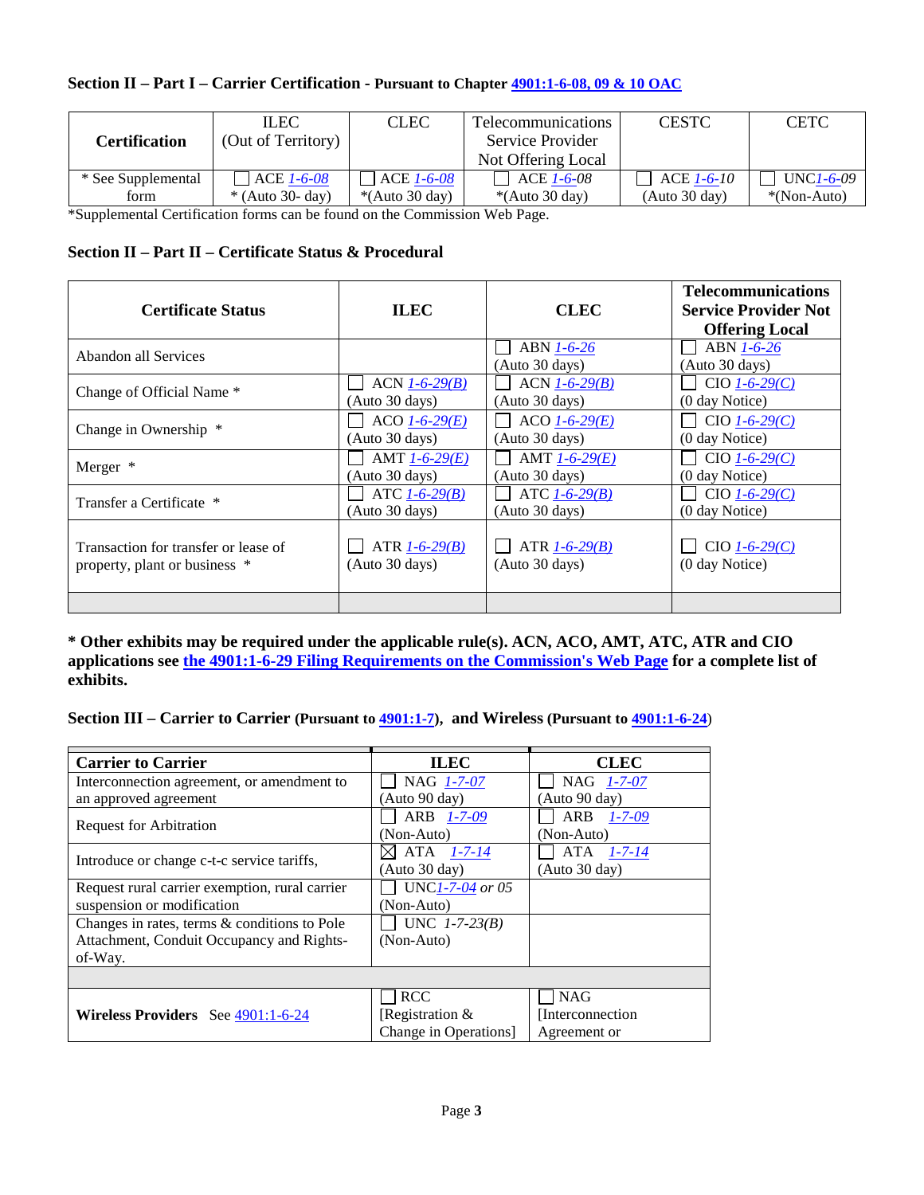### Section II – Part I – Carrier Certification - Pursuant to Chapter 4901:1-6-08, 09 & 10 OAC

| Certification | ILEC (Out of Territory) | CLEC | Telecommunications Service Provider Not Offering Local | CESTC | CETC |
|---|---|---|---|---|---|
| * See Supplemental form | ☐ ACE *1-6-08* * (Auto 30- day) | ☐ ACE *1-6-08* *(Auto 30 day) | ☐ ACE *1-6-08* *(Auto 30 day) | ☐ ACE *1-6-10* (Auto 30 day) | ☐ UNC*1-6-09* *(Non-Auto) |

*Supplemental Certification forms can be found on the Commission Web Page.

### Section II – Part II – Certificate Status & Procedural

| Certificate Status | ILEC | CLEC | Telecommunications Service Provider Not Offering Local |
|---|---|---|---|
| Abandon all Services | | ☐ ABN *1-6-26* (Auto 30 days) | ☐ ABN *1-6-26* (Auto 30 days) |
| Change of Official Name * | ☐ ACN *1-6-29(B)* (Auto 30 days) | ☐ ACN *1-6-29(B)* (Auto 30 days) | ☐ CIO *1-6-29(C)* (0 day Notice) |
| Change in Ownership * | ☐ ACO *1-6-29(E)* (Auto 30 days) | ☐ ACO *1-6-29(E)* (Auto 30 days) | ☐ CIO *1-6-29(C)* (0 day Notice) |
| Merger * | ☐ AMT *1-6-29(E)* (Auto 30 days) | ☐ AMT *1-6-29(E)* (Auto 30 days) | ☐ CIO *1-6-29(C)* (0 day Notice) |
| Transfer a Certificate * | ☐ ATC *1-6-29(B)* (Auto 30 days) | ☐ ATC *1-6-29(B)* (Auto 30 days) | ☐ CIO *1-6-29(C)* (0 day Notice) |
| Transaction for transfer or lease of property, plant or business * | ☐ ATR *1-6-29(B)* (Auto 30 days) | ☐ ATR *1-6-29(B)* (Auto 30 days) | ☐ CIO *1-6-29(C)* (0 day Notice) |
| | | | |

**\* Other exhibits may be required under the applicable rule(s). ACN, ACO, AMT, ATC, ATR and CIO applications see the 4901:1-6-29 Filing Requirements on the Commission's Web Page for a complete list of exhibits.**

### Section III – Carrier to Carrier (Pursuant to 4901:1-7), and Wireless (Pursuant to 4901:1-6-24)

| Carrier to Carrier | ILEC | CLEC |
|---|---|---|
| Interconnection agreement, or amendment to an approved agreement | ☐ NAG *1-7-07* (Auto 90 day) | ☐ NAG *1-7-07* (Auto 90 day) |
| Request for Arbitration | ☐ ARB *1-7-09* (Non-Auto) | ☐ ARB *1-7-09* (Non-Auto) |
| Introduce or change c-t-c service tariffs, | ☒ ATA *1-7-14* (Auto 30 day) | ☐ ATA *1-7-14* (Auto 30 day) |
| Request rural carrier exemption, rural carrier suspension or modification | ☐ UNC*1-7-04 or 05* (Non-Auto) | |
| Changes in rates, terms & conditions to Pole Attachment, Conduit Occupancy and Rights-of-Way. | ☐ UNC *1-7-23(B)* (Non-Auto) | |
| | | |
| **Wireless Providers** See 4901:1-6-24 | ☐ RCC [Registration & Change in Operations] | ☐ NAG [Interconnection Agreement or |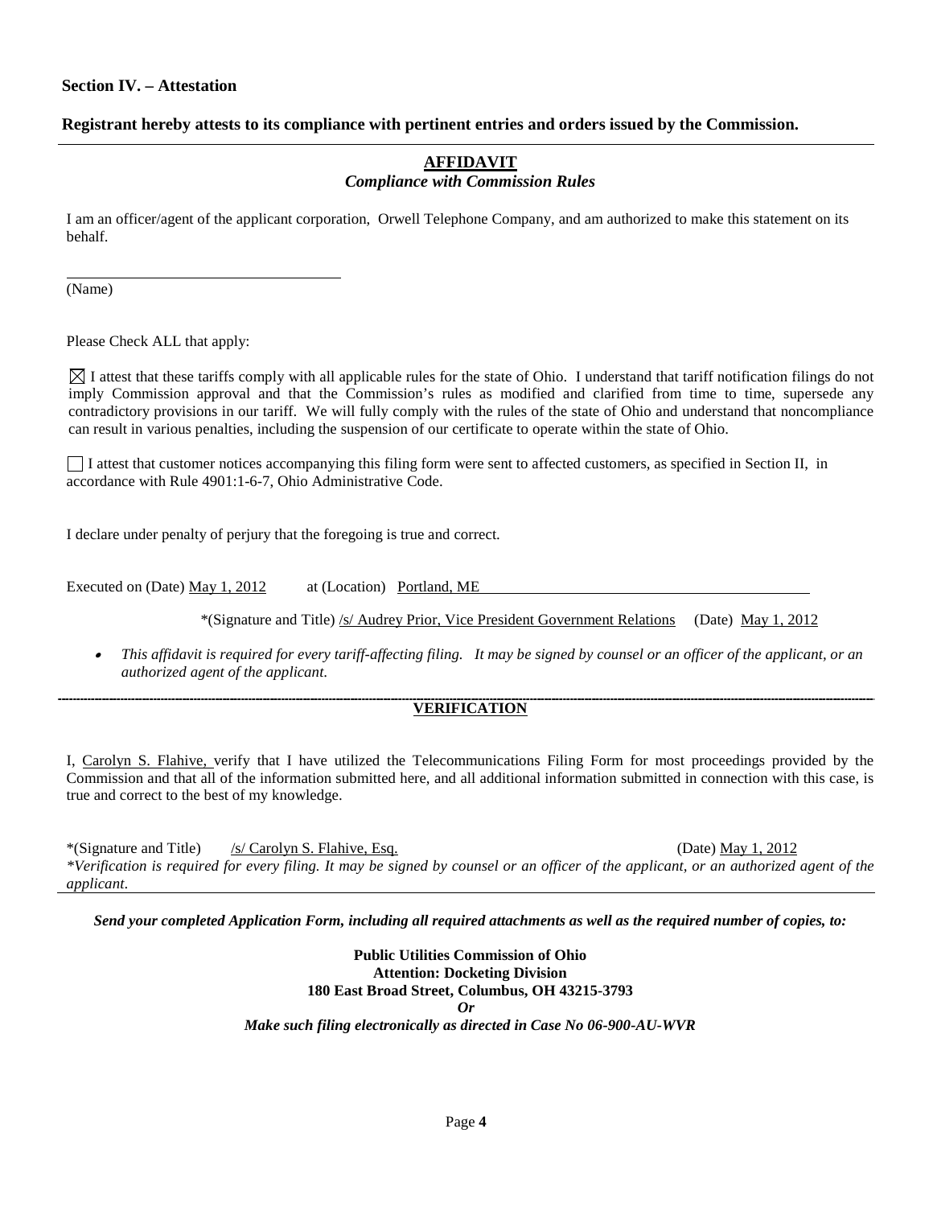**Section IV. – Attestation**

**Registrant hereby attests to its compliance with pertinent entries and orders issued by the Commission.**

---

**AFFIDAVIT**

***Compliance with Commission Rules***

I am an officer/agent of the applicant corporation, Orwell Telephone Company, and am authorized to make this statement on its behalf.

\_\_\_\_\_\_\_\_\_\_\_\_\_\_\_\_\_\_\_\_\_\_\_\_\_\_\_\_\_\_\_\_\_\_\_\_
(Name)

Please Check ALL that apply:

☒ I attest that these tariffs comply with all applicable rules for the state of Ohio. I understand that tariff notification filings do not imply Commission approval and that the Commission's rules as modified and clarified from time to time, supersede any contradictory provisions in our tariff. We will fully comply with the rules of the state of Ohio and understand that noncompliance can result in various penalties, including the suspension of our certificate to operate within the state of Ohio.

☐ I attest that customer notices accompanying this filing form were sent to affected customers, as specified in Section II, in accordance with Rule 4901:1-6-7, Ohio Administrative Code.

I declare under penalty of perjury that the foregoing is true and correct.

Executed on (Date) May 1, 2012 at (Location) Portland, ME

*(Signature and Title) /s/ Audrey Prior, Vice President Government Relations (Date) May 1, 2012

- *This affidavit is required for every tariff-affecting filing. It may be signed by counsel or an officer of the applicant, or an authorized agent of the applicant.*

---

**VERIFICATION**

I, Carolyn S. Flahive, verify that I have utilized the Telecommunications Filing Form for most proceedings provided by the Commission and that all of the information submitted here, and all additional information submitted in connection with this case, is true and correct to the best of my knowledge.

*(Signature and Title) /s/ Carolyn S. Flahive, Esq. (Date) May 1, 2012

*\*Verification is required for every filing. It may be signed by counsel or an officer of the applicant, or an authorized agent of the applicant.*

---

***Send your completed Application Form, including all required attachments as well as the required number of copies, to:***

**Public Utilities Commission of Ohio**
**Attention: Docketing Division**
**180 East Broad Street, Columbus, OH 43215-3793**
***Or***
***Make such filing electronically as directed in Case No 06-900-AU-WVR***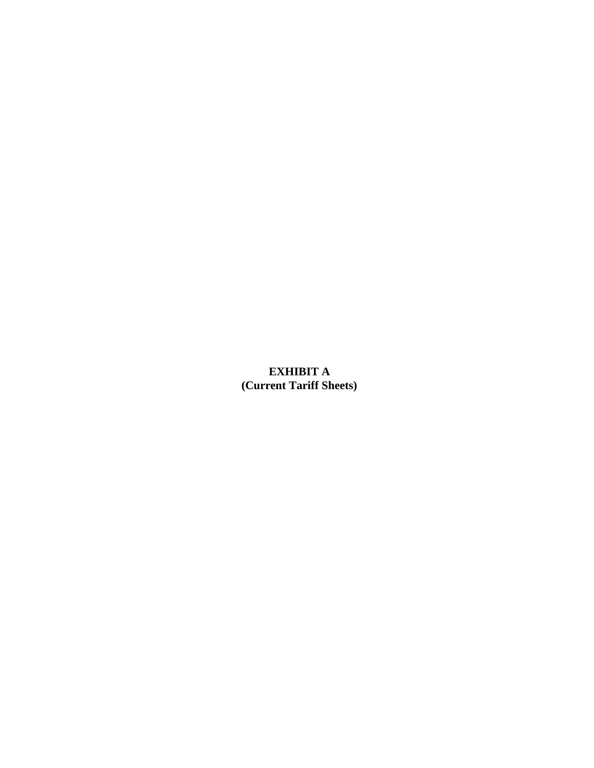**EXHIBIT A**
**(Current Tariff Sheets)**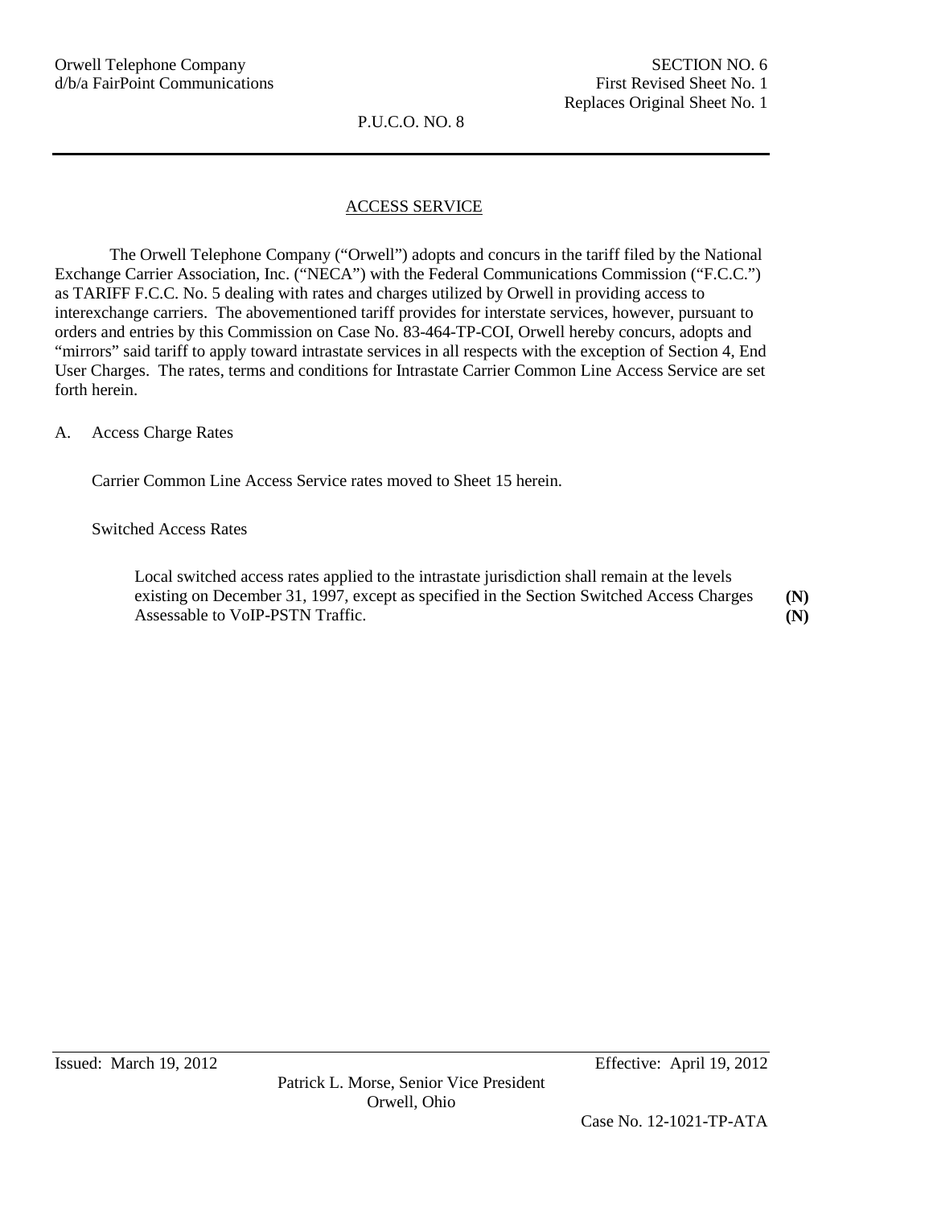Orwell Telephone Company
d/b/a FairPoint Communications

SECTION NO. 6
First Revised Sheet No. 1
Replaces Original Sheet No. 1

P.U.C.O. NO. 8

## ACCESS SERVICE

The Orwell Telephone Company ("Orwell") adopts and concurs in the tariff filed by the National Exchange Carrier Association, Inc. ("NECA") with the Federal Communications Commission ("F.C.C.") as TARIFF F.C.C. No. 5 dealing with rates and charges utilized by Orwell in providing access to interexchange carriers. The abovementioned tariff provides for interstate services, however, pursuant to orders and entries by this Commission on Case No. 83-464-TP-COI, Orwell hereby concurs, adopts and "mirrors" said tariff to apply toward intrastate services in all respects with the exception of Section 4, End User Charges. The rates, terms and conditions for Intrastate Carrier Common Line Access Service are set forth herein.

A. Access Charge Rates

Carrier Common Line Access Service rates moved to Sheet 15 herein.

Switched Access Rates

Local switched access rates applied to the intrastate jurisdiction shall remain at the levels existing on December 31, 1997, except as specified in the Section Switched Access Charges Assessable to VoIP-PSTN Traffic. **(N)**
**(N)**

Issued: March 19, 2012

Effective: April 19, 2012

Patrick L. Morse, Senior Vice President
Orwell, Ohio

Case No. 12-1021-TP-ATA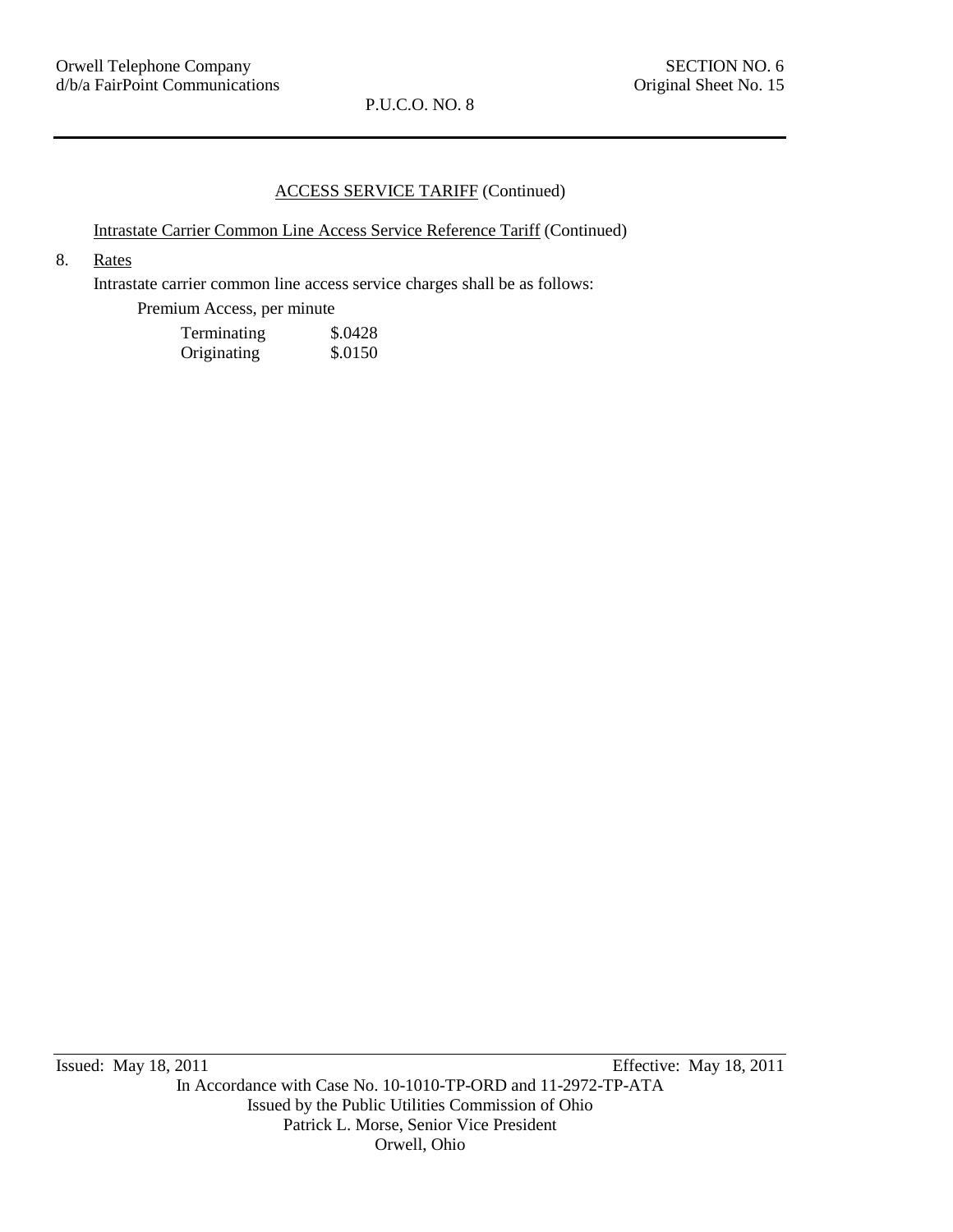## ACCESS SERVICE TARIFF (Continued)

Intrastate Carrier Common Line Access Service Reference Tariff (Continued)

8. Rates

Intrastate carrier common line access service charges shall be as follows:

Premium Access, per minute

| | |
|---|---|
| Terminating | \$.0428 |
| Originating | \$.0150 |

Issued: May 18, 2011 Effective: May 18, 2011

In Accordance with Case No. 10-1010-TP-ORD and 11-2972-TP-ATA
Issued by the Public Utilities Commission of Ohio
Patrick L. Morse, Senior Vice President
Orwell, Ohio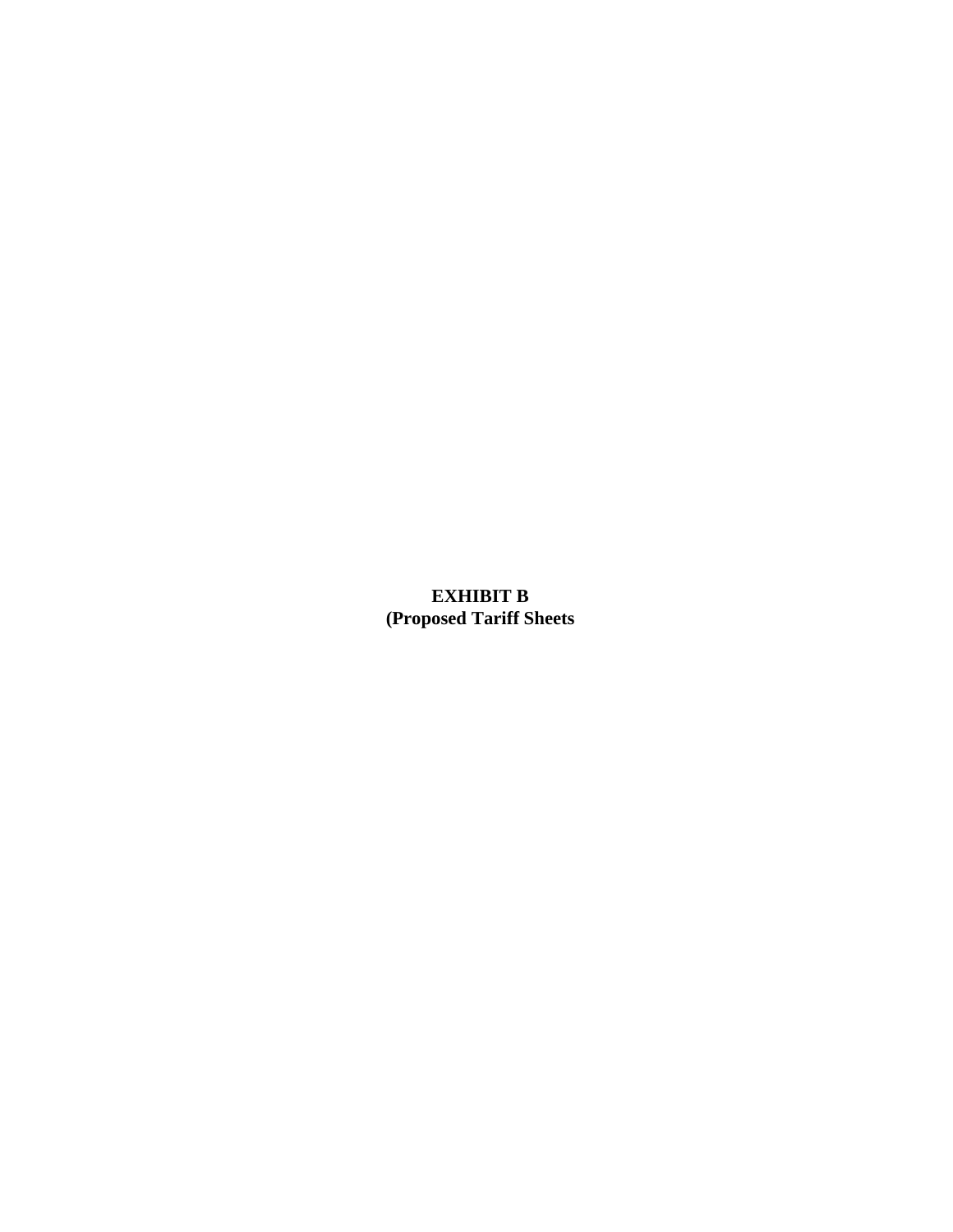**EXHIBIT B**
**(Proposed Tariff Sheets**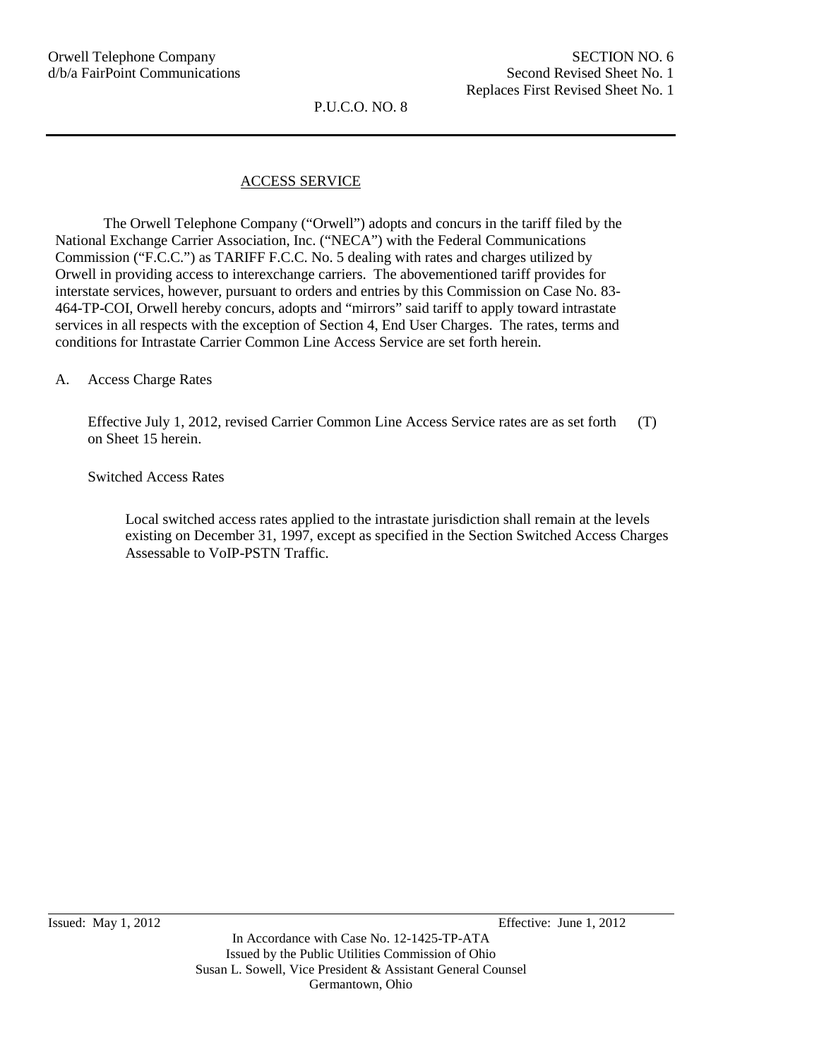Orwell Telephone Company
d/b/a FairPoint Communications

SECTION NO. 6
Second Revised Sheet No. 1
Replaces First Revised Sheet No. 1

P.U.C.O. NO. 8

## ACCESS SERVICE

The Orwell Telephone Company ("Orwell") adopts and concurs in the tariff filed by the National Exchange Carrier Association, Inc. ("NECA") with the Federal Communications Commission ("F.C.C.") as TARIFF F.C.C. No. 5 dealing with rates and charges utilized by Orwell in providing access to interexchange carriers. The abovementioned tariff provides for interstate services, however, pursuant to orders and entries by this Commission on Case No. 83-464-TP-COI, Orwell hereby concurs, adopts and "mirrors" said tariff to apply toward intrastate services in all respects with the exception of Section 4, End User Charges. The rates, terms and conditions for Intrastate Carrier Common Line Access Service are set forth herein.

A. Access Charge Rates

Effective July 1, 2012, revised Carrier Common Line Access Service rates are as set forth on Sheet 15 herein. (T)

Switched Access Rates

Local switched access rates applied to the intrastate jurisdiction shall remain at the levels existing on December 31, 1997, except as specified in the Section Switched Access Charges Assessable to VoIP-PSTN Traffic.

Issued: May 1, 2012

Effective: June 1, 2012

In Accordance with Case No. 12-1425-TP-ATA
Issued by the Public Utilities Commission of Ohio
Susan L. Sowell, Vice President & Assistant General Counsel
Germantown, Ohio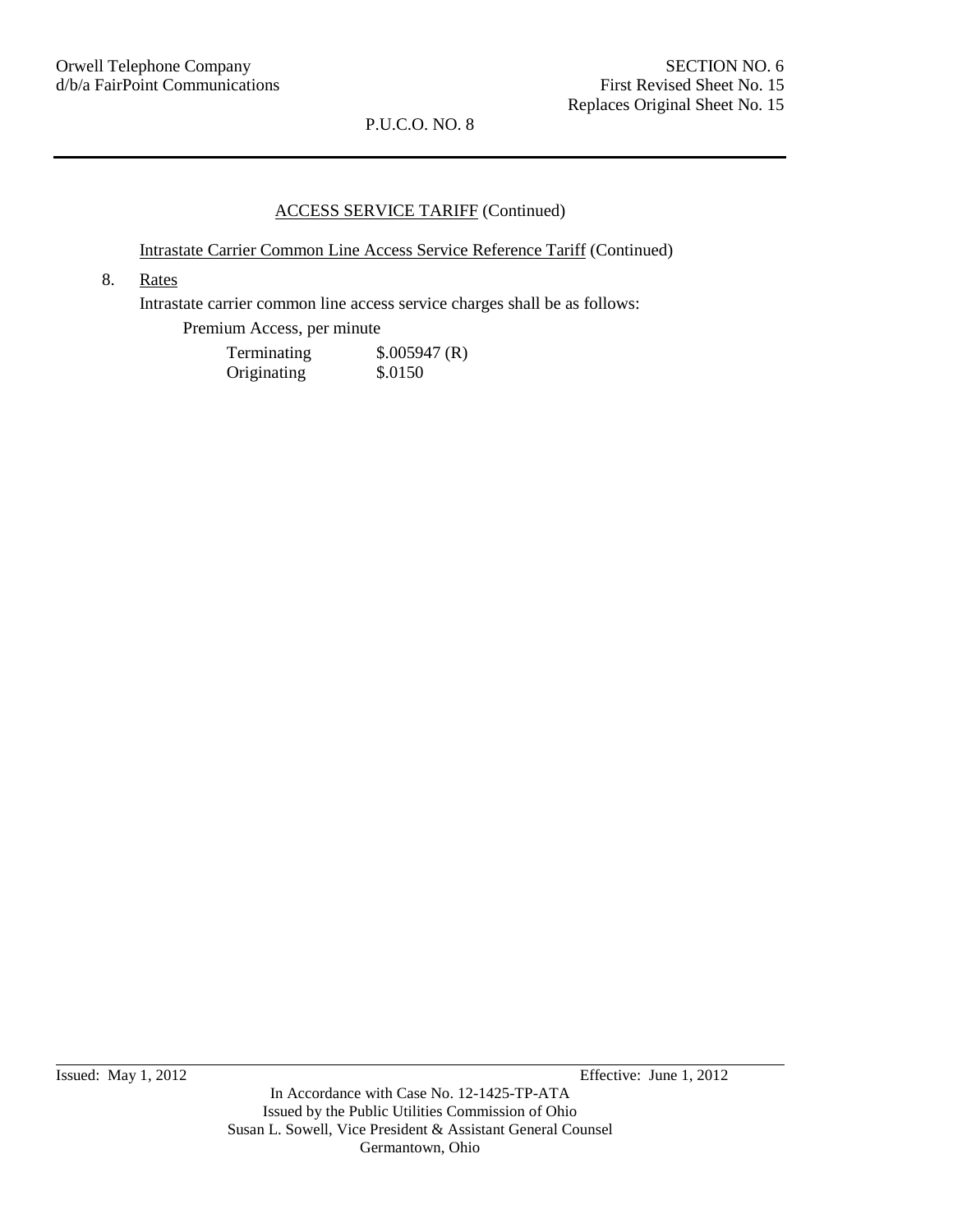## ACCESS SERVICE TARIFF (Continued)

Intrastate Carrier Common Line Access Service Reference Tariff (Continued)

8. Rates

   Intrastate carrier common line access service charges shall be as follows:

   Premium Access, per minute

   | | |
   |---|---|
   | Terminating | $.005947 (R) |
   | Originating | $.0150 |

Issued: May 1, 2012 Effective: June 1, 2012

In Accordance with Case No. 12-1425-TP-ATA
Issued by the Public Utilities Commission of Ohio
Susan L. Sowell, Vice President & Assistant General Counsel
Germantown, Ohio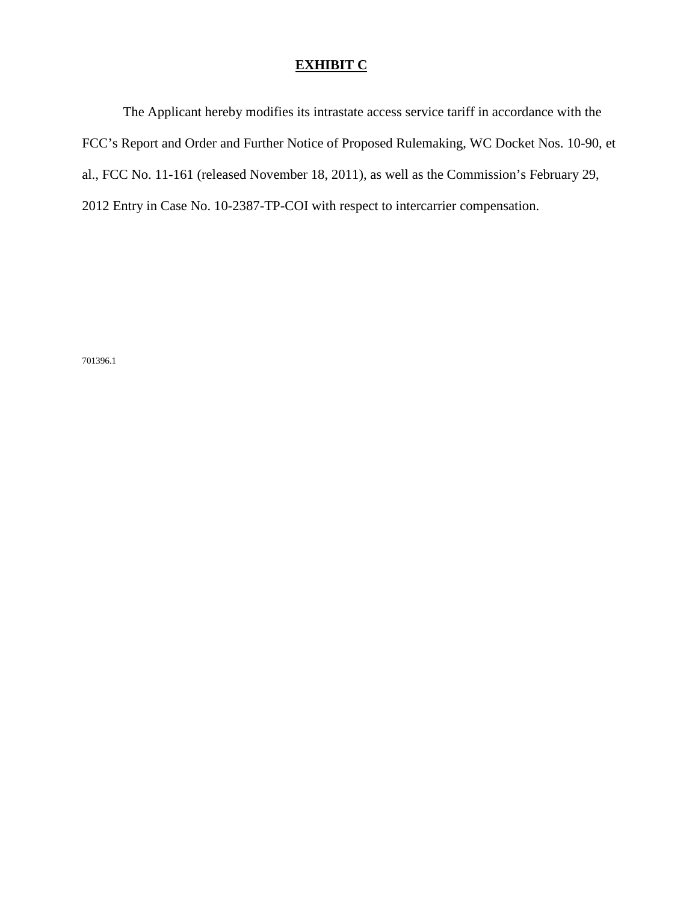# EXHIBIT C

The Applicant hereby modifies its intrastate access service tariff in accordance with the FCC's Report and Order and Further Notice of Proposed Rulemaking, WC Docket Nos. 10-90, et al., FCC No. 11-161 (released November 18, 2011), as well as the Commission's February 29, 2012 Entry in Case No. 10-2387-TP-COI with respect to intercarrier compensation.

701396.1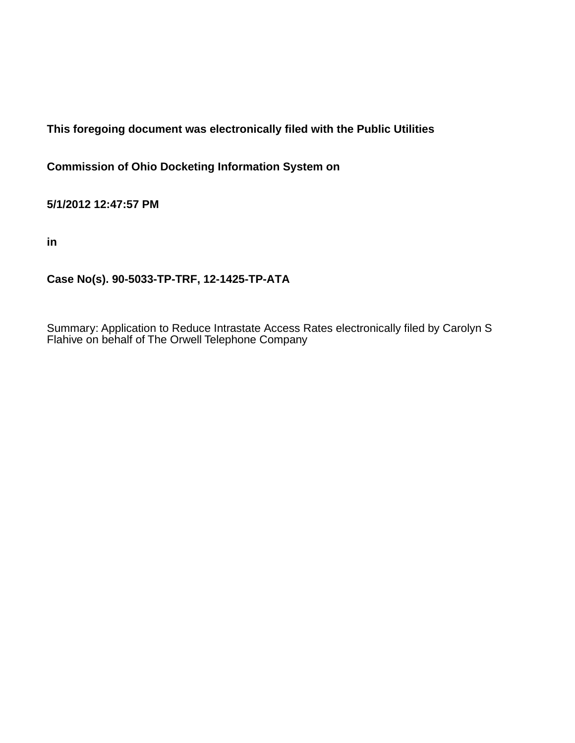**This foregoing document was electronically filed with the Public Utilities**

**Commission of Ohio Docketing Information System on**

**5/1/2012 12:47:57 PM**

**in**

**Case No(s). 90-5033-TP-TRF, 12-1425-TP-ATA**

Summary: Application to Reduce Intrastate Access Rates electronically filed by Carolyn S Flahive on behalf of The Orwell Telephone Company